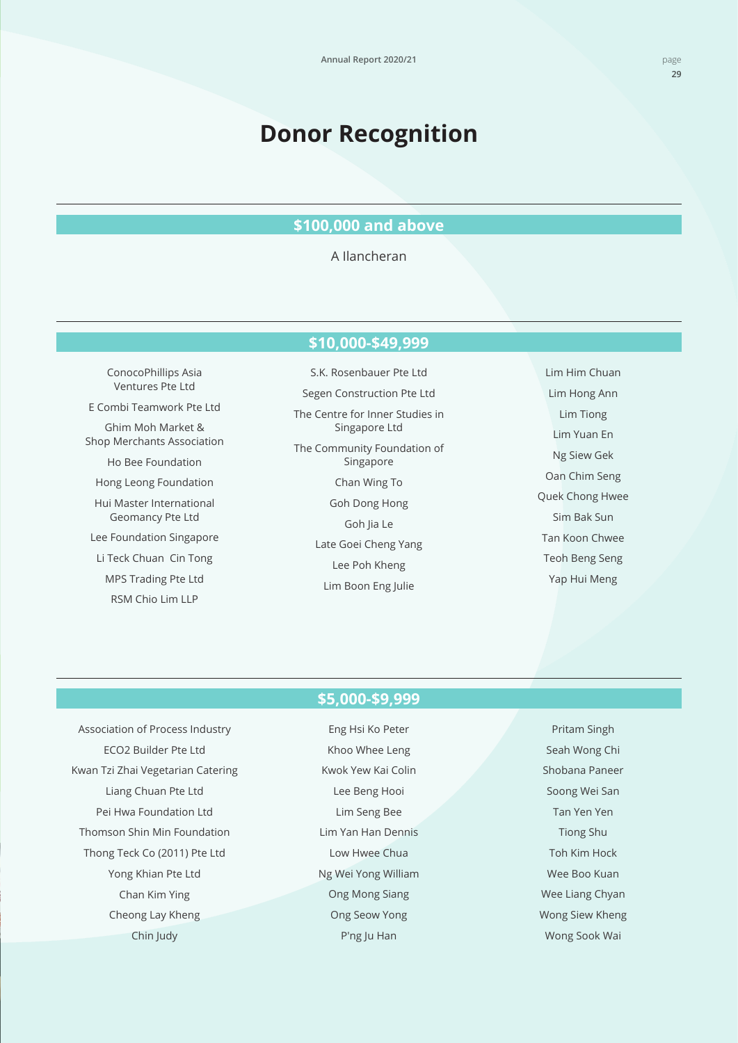# Donor Recognition

## $100,000 and above

A Ilancheran

## $10,000-$49,999

ConocoPhillips Asia Ventures Pte Ltd

E Combi Teamwork Pte Ltd

Ghim Moh Market & Shop Merchants Association

Ho Bee Foundation

Hong Leong Foundation

Hui Master International Geomancy Pte Ltd

Lee Foundation Singapore

Li Teck Chuan Cin Tong

MPS Trading Pte Ltd

RSM Chio Lim LLP

S.K. Rosenbauer Pte Ltd

Segen Construction Pte Ltd

The Centre for Inner Studies in Singapore Ltd

The Community Foundation of Singapore

Chan Wing To

Goh Dong Hong

Goh Jia Le

Late Goei Cheng Yang

Lee Poh Kheng

Lim Boon Eng Julie

Lim Him Chuan

Lim Hong Ann

Lim Tiong

Lim Yuan En

Ng Siew Gek

Oan Chim Seng

Quek Chong Hwee

Sim Bak Sun

Tan Koon Chwee

Teoh Beng Seng

Yap Hui Meng

## $5,000-$9,999

Association of Process Industry

ECO2 Builder Pte Ltd

Kwan Tzi Zhai Vegetarian Catering

Liang Chuan Pte Ltd

Pei Hwa Foundation Ltd

Thomson Shin Min Foundation

Thong Teck Co (2011) Pte Ltd

Yong Khian Pte Ltd

Chan Kim Ying

Cheong Lay Kheng

Chin Judy

Eng Hsi Ko Peter

Khoo Whee Leng

Kwok Yew Kai Colin

Lee Beng Hooi

Lim Seng Bee

Lim Yan Han Dennis

Low Hwee Chua

Ng Wei Yong William

Ong Mong Siang

Ong Seow Yong

P'ng Ju Han

Pritam Singh

Seah Wong Chi

Shobana Paneer

Soong Wei San

Tan Yen Yen

Tiong Shu

Toh Kim Hock

Wee Boo Kuan

Wee Liang Chyan

Wong Siew Kheng

Wong Sook Wai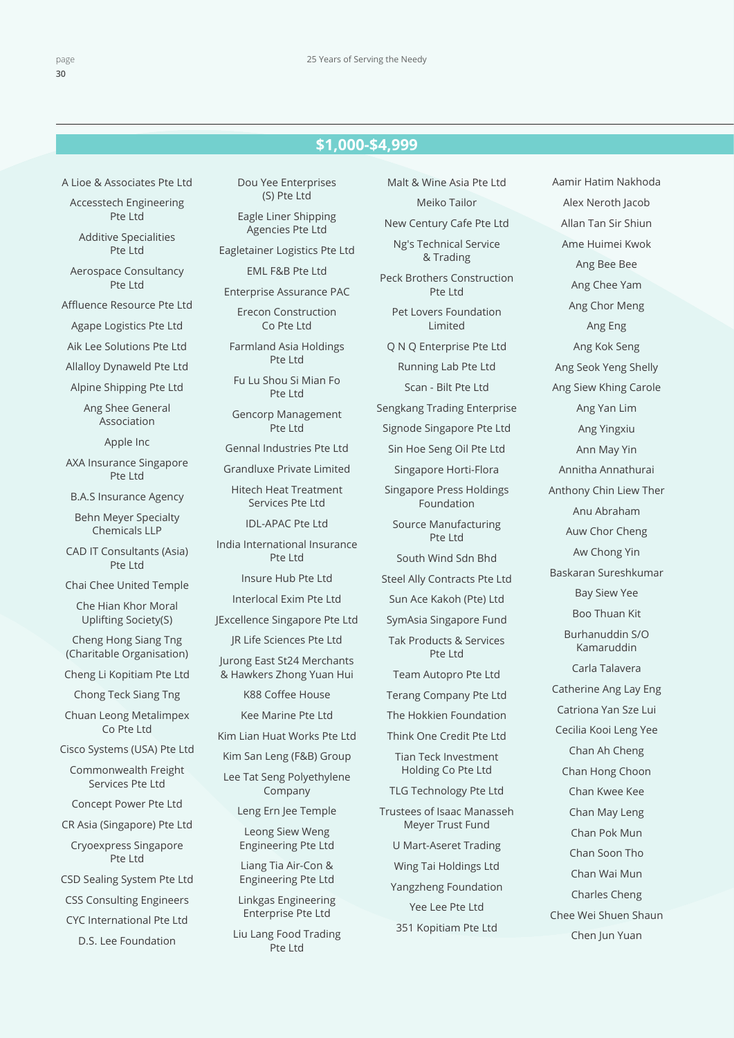## $1,000-$4,999

A Lioe & Associates Pte Ltd

Accesstech Engineering Pte Ltd

Additive Specialities Pte Ltd

Aerospace Consultancy Pte Ltd

Affluence Resource Pte Ltd

Agape Logistics Pte Ltd

Aik Lee Solutions Pte Ltd

Allalloy Dynaweld Pte Ltd

Alpine Shipping Pte Ltd

Ang Shee General Association

Apple Inc

AXA Insurance Singapore Pte Ltd

B.A.S Insurance Agency

Behn Meyer Specialty Chemicals LLP

CAD IT Consultants (Asia) Pte Ltd

Chai Chee United Temple

Che Hian Khor Moral Uplifting Society(S)

Cheng Hong Siang Tng (Charitable Organisation)

Cheng Li Kopitiam Pte Ltd

Chong Teck Siang Tng

Chuan Leong Metalimpex Co Pte Ltd

Cisco Systems (USA) Pte Ltd

Commonwealth Freight Services Pte Ltd

Concept Power Pte Ltd

CR Asia (Singapore) Pte Ltd

Cryoexpress Singapore Pte Ltd

CSD Sealing System Pte Ltd

CSS Consulting Engineers

CYC International Pte Ltd

D.S. Lee Foundation

Dou Yee Enterprises (S) Pte Ltd

Eagle Liner Shipping Agencies Pte Ltd

Eagletainer Logistics Pte Ltd

EML F&B Pte Ltd

Enterprise Assurance PAC

Erecon Construction Co Pte Ltd

Farmland Asia Holdings Pte Ltd

Fu Lu Shou Si Mian Fo Pte Ltd

Gencorp Management Pte Ltd

Gennal Industries Pte Ltd

Grandluxe Private Limited

Hitech Heat Treatment Services Pte Ltd

IDL-APAC Pte Ltd

India International Insurance Pte Ltd

Insure Hub Pte Ltd

Interlocal Exim Pte Ltd

JExcellence Singapore Pte Ltd

JR Life Sciences Pte Ltd

Jurong East St24 Merchants & Hawkers Zhong Yuan Hui

K88 Coffee House

Kee Marine Pte Ltd

Kim Lian Huat Works Pte Ltd

Kim San Leng (F&B) Group

Lee Tat Seng Polyethylene Company

Leng Ern Jee Temple

Leong Siew Weng Engineering Pte Ltd

Liang Tia Air-Con & Engineering Pte Ltd

Linkgas Engineering Enterprise Pte Ltd

Liu Lang Food Trading Pte Ltd

Malt & Wine Asia Pte Ltd

Meiko Tailor

New Century Cafe Pte Ltd

Ng's Technical Service & Trading

Peck Brothers Construction Pte Ltd

Pet Lovers Foundation Limited

Q N Q Enterprise Pte Ltd

Running Lab Pte Ltd

Scan - Bilt Pte Ltd

Sengkang Trading Enterprise

Signode Singapore Pte Ltd

Sin Hoe Seng Oil Pte Ltd

Singapore Horti-Flora

Singapore Press Holdings Foundation

Source Manufacturing Pte Ltd

South Wind Sdn Bhd

Steel Ally Contracts Pte Ltd

Sun Ace Kakoh (Pte) Ltd

SymAsia Singapore Fund

Tak Products & Services Pte Ltd

Team Autopro Pte Ltd

Terang Company Pte Ltd

The Hokkien Foundation

Think One Credit Pte Ltd

Tian Teck Investment Holding Co Pte Ltd

TLG Technology Pte Ltd

Trustees of Isaac Manasseh Meyer Trust Fund

U Mart-Aseret Trading

Wing Tai Holdings Ltd

Yangzheng Foundation

Yee Lee Pte Ltd

351 Kopitiam Pte Ltd

Aamir Hatim Nakhoda

Alex Neroth Jacob

Allan Tan Sir Shiun

Ame Huimei Kwok

Ang Bee Bee

Ang Chee Yam

Ang Chor Meng

Ang Eng

Ang Kok Seng

Ang Seok Yeng Shelly

Ang Siew Khing Carole

Ang Yan Lim

Ang Yingxiu

Ann May Yin

Annitha Annathurai

Anthony Chin Liew Ther

Anu Abraham

Auw Chor Cheng

Aw Chong Yin

Baskaran Sureshkumar

Bay Siew Yee

Boo Thuan Kit

Burhanuddin S/O Kamaruddin

Carla Talavera

Catherine Ang Lay Eng

Catriona Yan Sze Lui

Cecilia Kooi Leng Yee

Chan Ah Cheng

Chan Hong Choon

Chan Kwee Kee

Chan May Leng

Chan Pok Mun

Chan Soon Tho

Chan Wai Mun

Charles Cheng

Chee Wei Shuen Shaun

Chen Jun Yuan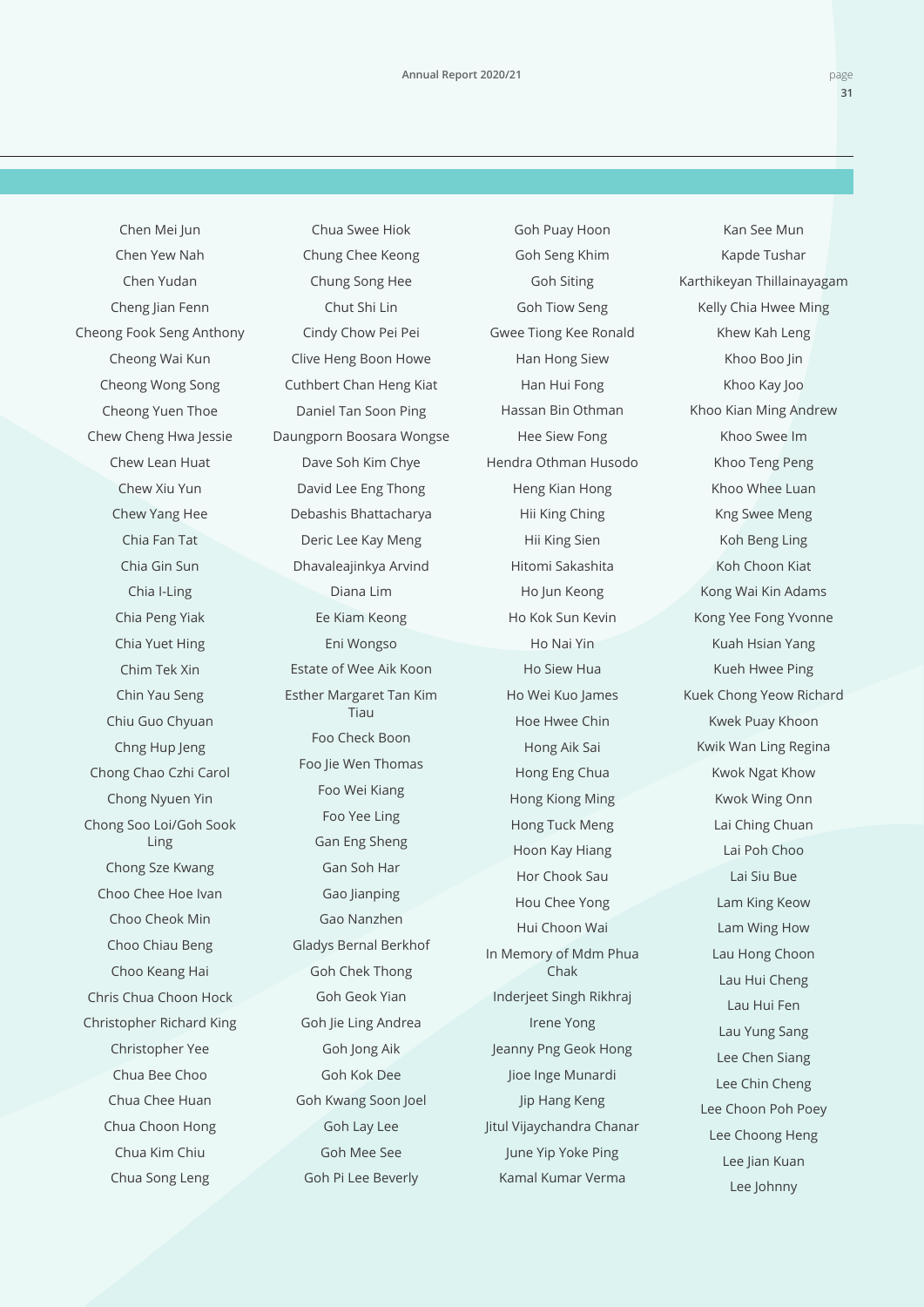Chen Mei Jun
Chen Yew Nah
Chen Yudan
Cheng Jian Fenn
Cheong Fook Seng Anthony
Cheong Wai Kun
Cheong Wong Song
Cheong Yuen Thoe
Chew Cheng Hwa Jessie
Chew Lean Huat
Chew Xiu Yun
Chew Yang Hee
Chia Fan Tat
Chia Gin Sun
Chia I-Ling
Chia Peng Yiak
Chia Yuet Hing
Chim Tek Xin
Chin Yau Seng
Chiu Guo Chyuan
Chng Hup Jeng
Chong Chao Czhi Carol
Chong Nyuen Yin
Chong Soo Loi/Goh Sook Ling
Chong Sze Kwang
Choo Chee Hoe Ivan
Choo Cheok Min
Choo Chiau Beng
Choo Keang Hai
Chris Chua Choon Hock
Christopher Richard King
Christopher Yee
Chua Bee Choo
Chua Chee Huan
Chua Choon Hong
Chua Kim Chiu
Chua Song Leng
Chua Swee Hiok
Chung Chee Keong
Chung Song Hee
Chut Shi Lin
Cindy Chow Pei Pei
Clive Heng Boon Howe
Cuthbert Chan Heng Kiat
Daniel Tan Soon Ping
Daungporn Boosara Wongse
Dave Soh Kim Chye
David Lee Eng Thong
Debashis Bhattacharya
Deric Lee Kay Meng
Dhavaleajinkya Arvind
Diana Lim
Ee Kiam Keong
Eni Wongso
Estate of Wee Aik Koon
Esther Margaret Tan Kim Tiau
Foo Check Boon
Foo Jie Wen Thomas
Foo Wei Kiang
Foo Yee Ling
Gan Eng Sheng
Gan Soh Har
Gao Jianping
Gao Nanzhen
Gladys Bernal Berkhof
Goh Chek Thong
Goh Geok Yian
Goh Jie Ling Andrea
Goh Jong Aik
Goh Kok Dee
Goh Kwang Soon Joel
Goh Lay Lee
Goh Mee See
Goh Pi Lee Beverly
Goh Puay Hoon
Goh Seng Khim
Goh Siting
Goh Tiow Seng
Gwee Tiong Kee Ronald
Han Hong Siew
Han Hui Fong
Hassan Bin Othman
Hee Siew Fong
Hendra Othman Husodo
Heng Kian Hong
Hii King Ching
Hii King Sien
Hitomi Sakashita
Ho Jun Keong
Ho Kok Sun Kevin
Ho Nai Yin
Ho Siew Hua
Ho Wei Kuo James
Hoe Hwee Chin
Hong Aik Sai
Hong Eng Chua
Hong Kiong Ming
Hong Tuck Meng
Hoon Kay Hiang
Hor Chook Sau
Hou Chee Yong
Hui Choon Wai
In Memory of Mdm Phua Chak
Inderjeet Singh Rikhraj
Irene Yong
Jeanny Png Geok Hong
Jioe Inge Munardi
Jip Hang Keng
Jitul Vijaychandra Chanar
June Yip Yoke Ping
Kamal Kumar Verma
Kan See Mun
Kapde Tushar
Karthikeyan Thillainayagam
Kelly Chia Hwee Ming
Khew Kah Leng
Khoo Boo Jin
Khoo Kay Joo
Khoo Kian Ming Andrew
Khoo Swee Im
Khoo Teng Peng
Khoo Whee Luan
Kng Swee Meng
Koh Beng Ling
Koh Choon Kiat
Kong Wai Kin Adams
Kong Yee Fong Yvonne
Kuah Hsian Yang
Kueh Hwee Ping
Kuek Chong Yeow Richard
Kwek Puay Khoon
Kwik Wan Ling Regina
Kwok Ngat Khow
Kwok Wing Onn
Lai Ching Chuan
Lai Poh Choo
Lai Siu Bue
Lam King Keow
Lam Wing How
Lau Hong Choon
Lau Hui Cheng
Lau Hui Fen
Lau Yung Sang
Lee Chen Siang
Lee Chin Cheng
Lee Choon Poh Poey
Lee Choong Heng
Lee Jian Kuan
Lee Johnny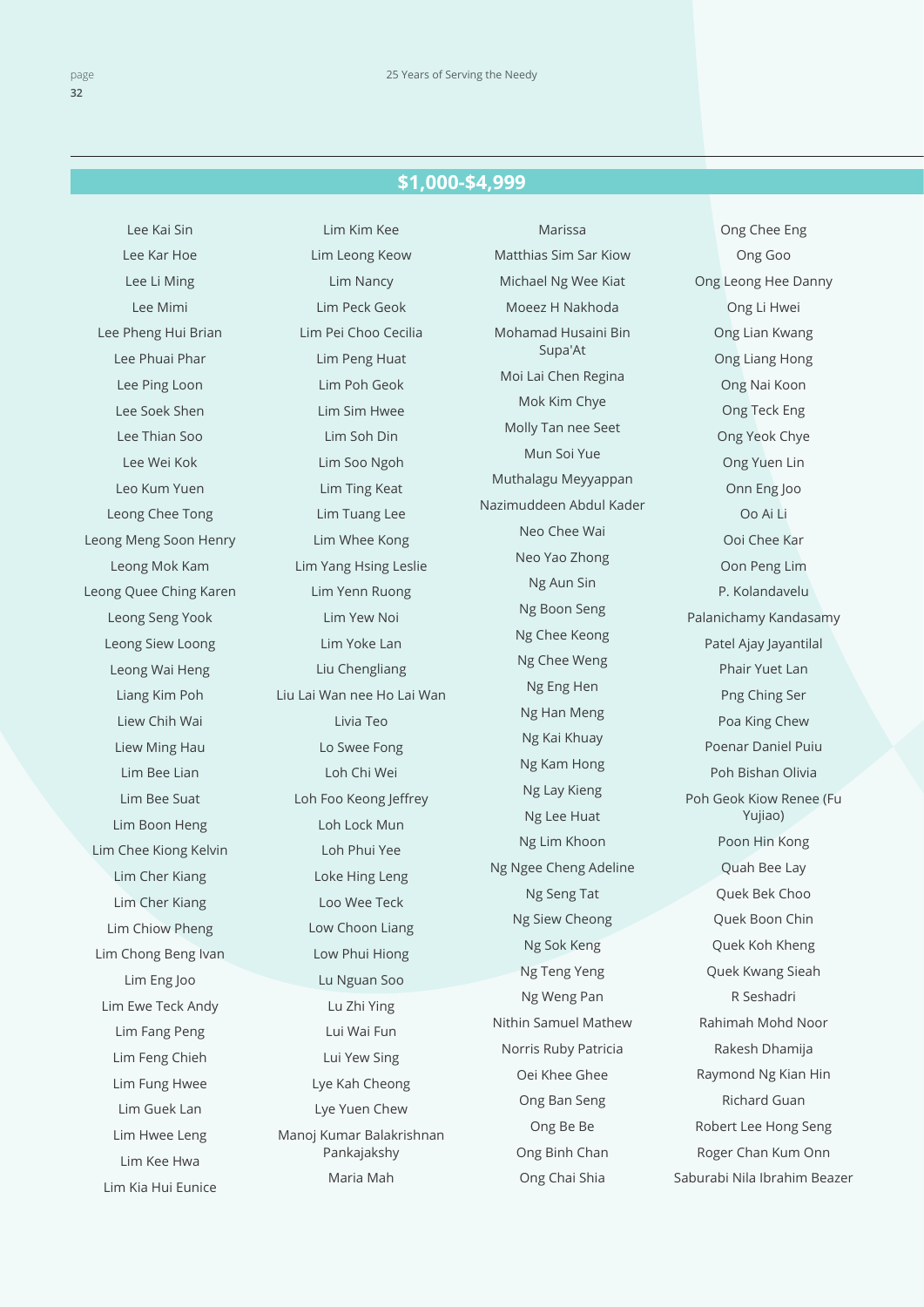## $1,000-$4,999

Lee Kai Sin
Lee Kar Hoe
Lee Li Ming
Lee Mimi
Lee Pheng Hui Brian
Lee Phuai Phar
Lee Ping Loon
Lee Soek Shen
Lee Thian Soo
Lee Wei Kok
Leo Kum Yuen
Leong Chee Tong
Leong Meng Soon Henry
Leong Mok Kam
Leong Quee Ching Karen
Leong Seng Yook
Leong Siew Loong
Leong Wai Heng
Liang Kim Poh
Liew Chih Wai
Liew Ming Hau
Lim Bee Lian
Lim Bee Suat
Lim Boon Heng
Lim Chee Kiong Kelvin
Lim Cher Kiang
Lim Cher Kiang
Lim Chiow Pheng
Lim Chong Beng Ivan
Lim Eng Joo
Lim Ewe Teck Andy
Lim Fang Peng
Lim Feng Chieh
Lim Fung Hwee
Lim Guek Lan
Lim Hwee Leng
Lim Kee Hwa
Lim Kia Hui Eunice

Lim Kim Kee
Lim Leong Keow
Lim Nancy
Lim Peck Geok
Lim Pei Choo Cecilia
Lim Peng Huat
Lim Poh Geok
Lim Sim Hwee
Lim Soh Din
Lim Soo Ngoh
Lim Ting Keat
Lim Tuang Lee
Lim Whee Kong
Lim Yang Hsing Leslie
Lim Yenn Ruong
Lim Yew Noi
Lim Yoke Lan
Liu Chengliang
Liu Lai Wan nee Ho Lai Wan
Livia Teo
Lo Swee Fong
Loh Chi Wei
Loh Foo Keong Jeffrey
Loh Lock Mun
Loh Phui Yee
Loke Hing Leng
Loo Wee Teck
Low Choon Liang
Low Phui Hiong
Lu Nguan Soo
Lu Zhi Ying
Lui Wai Fun
Lui Yew Sing
Lye Kah Cheong
Lye Yuen Chew
Manoj Kumar Balakrishnan Pankajakshy
Maria Mah

Marissa
Matthias Sim Sar Kiow
Michael Ng Wee Kiat
Moeez H Nakhoda
Mohamad Husaini Bin Supa'At
Moi Lai Chen Regina
Mok Kim Chye
Molly Tan nee Seet
Mun Soi Yue
Muthalagu Meyyappan
Nazimuddeen Abdul Kader
Neo Chee Wai
Neo Yao Zhong
Ng Aun Sin
Ng Boon Seng
Ng Chee Keong
Ng Chee Weng
Ng Eng Hen
Ng Han Meng
Ng Kai Khuay
Ng Kam Hong
Ng Lay Kieng
Ng Lee Huat
Ng Lim Khoon
Ng Ngee Cheng Adeline
Ng Seng Tat
Ng Siew Cheong
Ng Sok Keng
Ng Teng Yeng
Ng Weng Pan
Nithin Samuel Mathew
Norris Ruby Patricia
Oei Khee Ghee
Ong Ban Seng
Ong Be Be
Ong Binh Chan
Ong Chai Shia

Ong Chee Eng
Ong Goo
Ong Leong Hee Danny
Ong Li Hwei
Ong Lian Kwang
Ong Liang Hong
Ong Nai Koon
Ong Teck Eng
Ong Yeok Chye
Ong Yuen Lin
Onn Eng Joo
Oo Ai Li
Ooi Chee Kar
Oon Peng Lim
P. Kolandavelu
Palanichamy Kandasamy
Patel Ajay Jayantilal
Phair Yuet Lan
Png Ching Ser
Poa King Chew
Poenar Daniel Puiu
Poh Bishan Olivia
Poh Geok Kiow Renee (Fu Yujiao)
Poon Hin Kong
Quah Bee Lay
Quek Bek Choo
Quek Boon Chin
Quek Koh Kheng
Quek Kwang Sieah
R Seshadri
Rahimah Mohd Noor
Rakesh Dhamija
Raymond Ng Kian Hin
Richard Guan
Robert Lee Hong Seng
Roger Chan Kum Onn
Saburabi Nila Ibrahim Beazer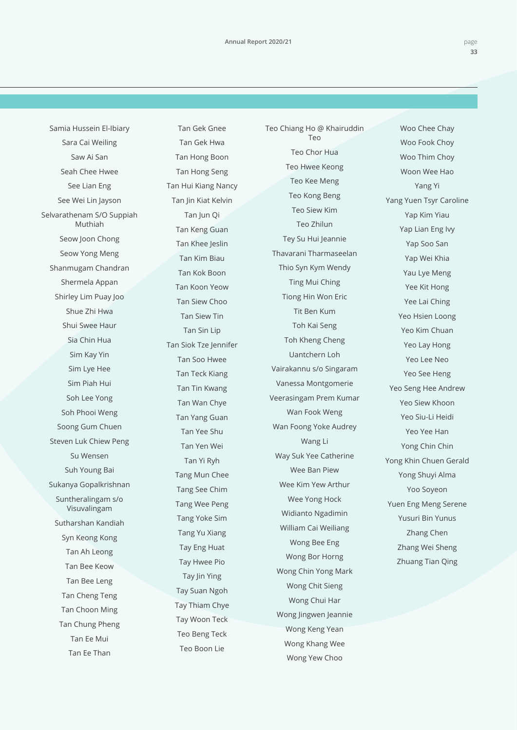Samia Hussein El-Ibiary
Sara Cai Weiling
Saw Ai San
Seah Chee Hwee
See Lian Eng
See Wei Lin Jayson
Selvarathenam S/O Suppiah Muthiah
Seow Joon Chong
Seow Yong Meng
Shanmugam Chandran
Shermela Appan
Shirley Lim Puay Joo
Shue Zhi Hwa
Shui Swee Haur
Sia Chin Hua
Sim Kay Yin
Sim Lye Hee
Sim Piah Hui
Soh Lee Yong
Soh Phooi Weng
Soong Gum Chuen
Steven Luk Chiew Peng
Su Wensen
Suh Young Bai
Sukanya Gopalkrishnan
Suntheralingam s/o Visuvalingam
Sutharshan Kandiah
Syn Keong Kong
Tan Ah Leong
Tan Bee Keow
Tan Bee Leng
Tan Cheng Teng
Tan Choon Ming
Tan Chung Pheng
Tan Ee Mui
Tan Ee Than

Tan Gek Gnee
Tan Gek Hwa
Tan Hong Boon
Tan Hong Seng
Tan Hui Kiang Nancy
Tan Jin Kiat Kelvin
Tan Jun Qi
Tan Keng Guan
Tan Khee Jeslin
Tan Kim Biau
Tan Kok Boon
Tan Koon Yeow
Tan Siew Choo
Tan Siew Tin
Tan Sin Lip
Tan Siok Tze Jennifer
Tan Soo Hwee
Tan Teck Kiang
Tan Tin Kwang
Tan Wan Chye
Tan Yang Guan
Tan Yee Shu
Tan Yen Wei
Tan Yi Ryh
Tang Mun Chee
Tang See Chim
Tang Wee Peng
Tang Yoke Sim
Tang Yu Xiang
Tay Eng Huat
Tay Hwee Pio
Tay Jin Ying
Tay Suan Ngoh
Tay Thiam Chye
Tay Woon Teck
Teo Beng Teck
Teo Boon Lie

Teo Chiang Ho @ Khairuddin Teo
Teo Chor Hua
Teo Hwee Keong
Teo Kee Meng
Teo Kong Beng
Teo Siew Kim
Teo Zhilun
Tey Su Hui Jeannie
Thavarani Tharmaseelan
Thio Syn Kym Wendy
Ting Mui Ching
Tiong Hin Won Eric
Tit Ben Kum
Toh Kai Seng
Toh Kheng Cheng
Uantchern Loh
Vairakannu s/o Singaram
Vanessa Montgomerie
Veerasingam Prem Kumar
Wan Fook Weng
Wan Foong Yoke Audrey
Wang Li
Way Suk Yee Catherine
Wee Ban Piew
Wee Kim Yew Arthur
Wee Yong Hock
Widianto Ngadimin
William Cai Weiliang
Wong Bee Eng
Wong Bor Horng
Wong Chin Yong Mark
Wong Chit Sieng
Wong Chui Har
Wong Jingwen Jeannie
Wong Keng Yean
Wong Khang Wee
Wong Yew Choo

Woo Chee Chay
Woo Fook Choy
Woo Thim Choy
Woon Wee Hao
Yang Yi
Yang Yuen Tsyr Caroline
Yap Kim Yiau
Yap Lian Eng Ivy
Yap Soo San
Yap Wei Khia
Yau Lye Meng
Yee Kit Hong
Yee Lai Ching
Yeo Hsien Loong
Yeo Kim Chuan
Yeo Lay Hong
Yeo Lee Neo
Yeo See Heng
Yeo Seng Hee Andrew
Yeo Siew Khoon
Yeo Siu-Li Heidi
Yeo Yee Han
Yong Chin Chin
Yong Khin Chuen Gerald
Yong Shuyi Alma
Yoo Soyeon
Yuen Eng Meng Serene
Yusuri Bin Yunus
Zhang Chen
Zhang Wei Sheng
Zhuang Tian Qing